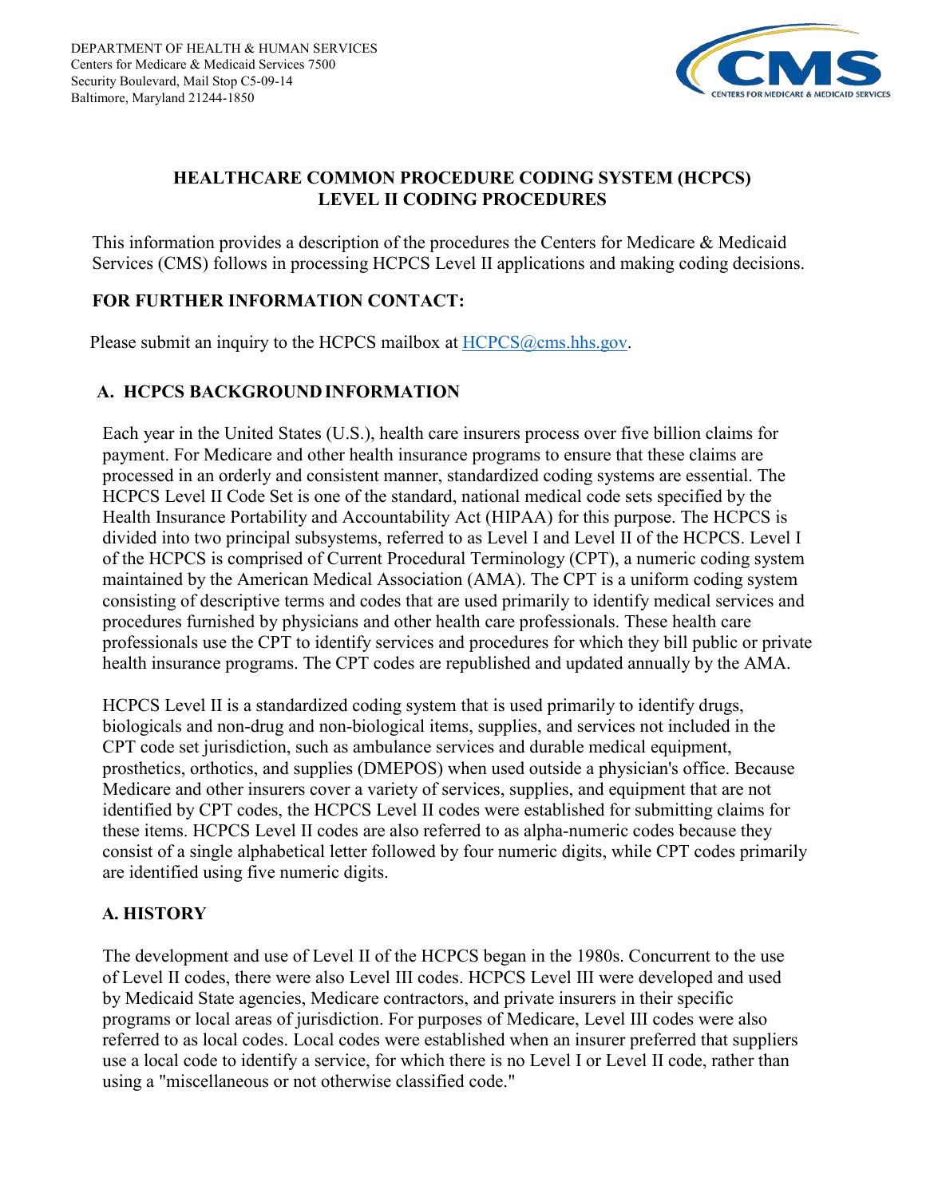DEPARTMENT OF HEALTH & HUMAN SERVICES
Centers for Medicare & Medicaid Services 7500
Security Boulevard, Mail Stop C5-09-14
Baltimore, Maryland 21244-1850

# HEALTHCARE COMMON PROCEDURE CODING SYSTEM (HCPCS) LEVEL II CODING PROCEDURES

This information provides a description of the procedures the Centers for Medicare & Medicaid Services (CMS) follows in processing HCPCS Level II applications and making coding decisions.

**FOR FURTHER INFORMATION CONTACT:**

Please submit an inquiry to the HCPCS mailbox at HCPCS@cms.hhs.gov.

## A. HCPCS BACKGROUND INFORMATION

Each year in the United States (U.S.), health care insurers process over five billion claims for payment. For Medicare and other health insurance programs to ensure that these claims are processed in an orderly and consistent manner, standardized coding systems are essential. The HCPCS Level II Code Set is one of the standard, national medical code sets specified by the Health Insurance Portability and Accountability Act (HIPAA) for this purpose. The HCPCS is divided into two principal subsystems, referred to as Level I and Level II of the HCPCS. Level I of the HCPCS is comprised of Current Procedural Terminology (CPT), a numeric coding system maintained by the American Medical Association (AMA). The CPT is a uniform coding system consisting of descriptive terms and codes that are used primarily to identify medical services and procedures furnished by physicians and other health care professionals. These health care professionals use the CPT to identify services and procedures for which they bill public or private health insurance programs. The CPT codes are republished and updated annually by the AMA.

HCPCS Level II is a standardized coding system that is used primarily to identify drugs, biologicals and non-drug and non-biological items, supplies, and services not included in the CPT code set jurisdiction, such as ambulance services and durable medical equipment, prosthetics, orthotics, and supplies (DMEPOS) when used outside a physician's office. Because Medicare and other insurers cover a variety of services, supplies, and equipment that are not identified by CPT codes, the HCPCS Level II codes were established for submitting claims for these items. HCPCS Level II codes are also referred to as alpha-numeric codes because they consist of a single alphabetical letter followed by four numeric digits, while CPT codes primarily are identified using five numeric digits.

## A. HISTORY

The development and use of Level II of the HCPCS began in the 1980s. Concurrent to the use of Level II codes, there were also Level III codes. HCPCS Level III were developed and used by Medicaid State agencies, Medicare contractors, and private insurers in their specific programs or local areas of jurisdiction. For purposes of Medicare, Level III codes were also referred to as local codes. Local codes were established when an insurer preferred that suppliers use a local code to identify a service, for which there is no Level I or Level II code, rather than using a "miscellaneous or not otherwise classified code."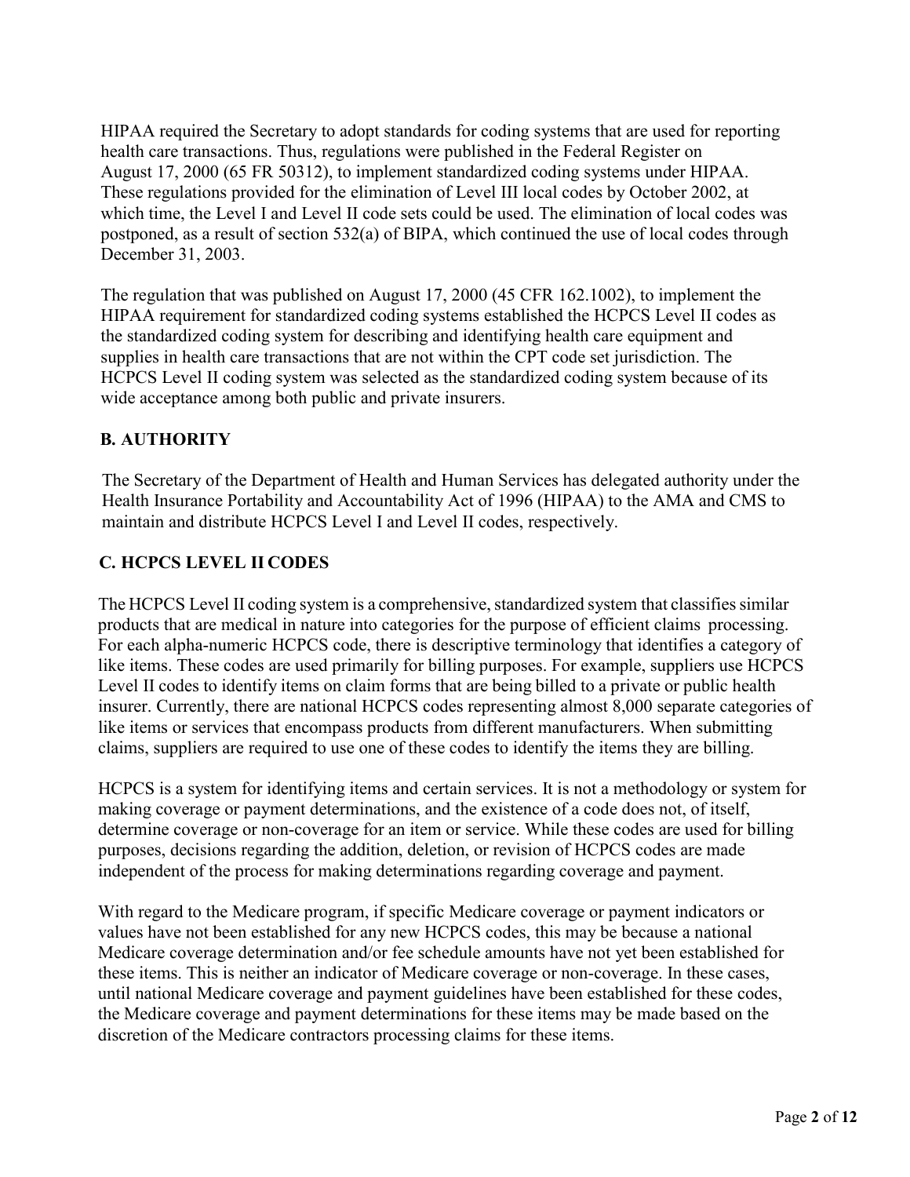HIPAA required the Secretary to adopt standards for coding systems that are used for reporting health care transactions. Thus, regulations were published in the Federal Register on August 17, 2000 (65 FR 50312), to implement standardized coding systems under HIPAA. These regulations provided for the elimination of Level III local codes by October 2002, at which time, the Level I and Level II code sets could be used. The elimination of local codes was postponed, as a result of section 532(a) of BIPA, which continued the use of local codes through December 31, 2003.

The regulation that was published on August 17, 2000 (45 CFR 162.1002), to implement the HIPAA requirement for standardized coding systems established the HCPCS Level II codes as the standardized coding system for describing and identifying health care equipment and supplies in health care transactions that are not within the CPT code set jurisdiction. The HCPCS Level II coding system was selected as the standardized coding system because of its wide acceptance among both public and private insurers.

## B. AUTHORITY

The Secretary of the Department of Health and Human Services has delegated authority under the Health Insurance Portability and Accountability Act of 1996 (HIPAA) to the AMA and CMS to maintain and distribute HCPCS Level I and Level II codes, respectively.

## C. HCPCS LEVEL II CODES

The HCPCS Level II coding system is a comprehensive, standardized system that classifies similar products that are medical in nature into categories for the purpose of efficient claims processing. For each alpha-numeric HCPCS code, there is descriptive terminology that identifies a category of like items. These codes are used primarily for billing purposes. For example, suppliers use HCPCS Level II codes to identify items on claim forms that are being billed to a private or public health insurer. Currently, there are national HCPCS codes representing almost 8,000 separate categories of like items or services that encompass products from different manufacturers. When submitting claims, suppliers are required to use one of these codes to identify the items they are billing.

HCPCS is a system for identifying items and certain services. It is not a methodology or system for making coverage or payment determinations, and the existence of a code does not, of itself, determine coverage or non-coverage for an item or service. While these codes are used for billing purposes, decisions regarding the addition, deletion, or revision of HCPCS codes are made independent of the process for making determinations regarding coverage and payment.

With regard to the Medicare program, if specific Medicare coverage or payment indicators or values have not been established for any new HCPCS codes, this may be because a national Medicare coverage determination and/or fee schedule amounts have not yet been established for these items. This is neither an indicator of Medicare coverage or non-coverage. In these cases, until national Medicare coverage and payment guidelines have been established for these codes, the Medicare coverage and payment determinations for these items may be made based on the discretion of the Medicare contractors processing claims for these items.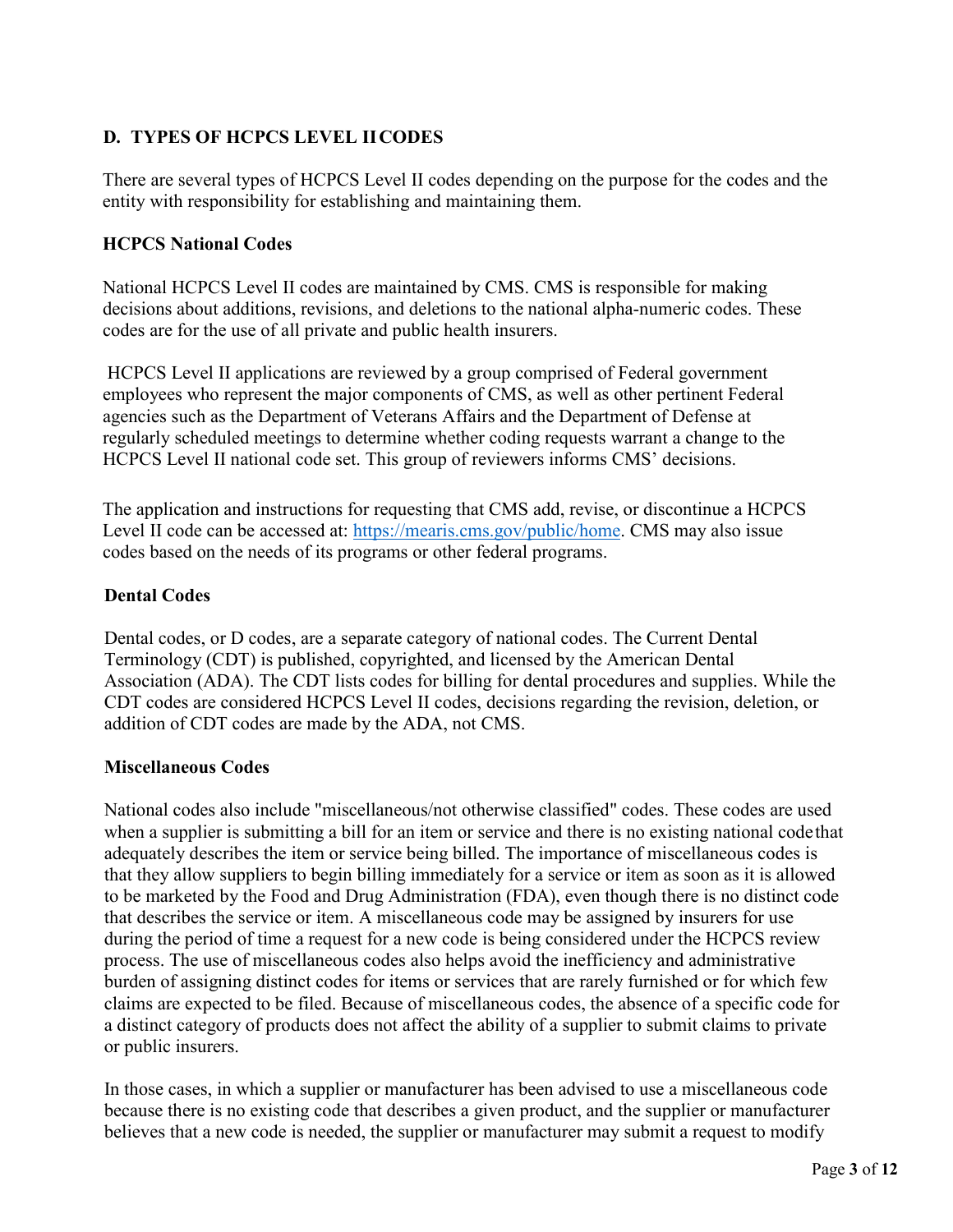## D. TYPES OF HCPCS LEVEL II CODES

There are several types of HCPCS Level II codes depending on the purpose for the codes and the entity with responsibility for establishing and maintaining them.

### HCPCS National Codes

National HCPCS Level II codes are maintained by CMS. CMS is responsible for making decisions about additions, revisions, and deletions to the national alpha-numeric codes. These codes are for the use of all private and public health insurers.

HCPCS Level II applications are reviewed by a group comprised of Federal government employees who represent the major components of CMS, as well as other pertinent Federal agencies such as the Department of Veterans Affairs and the Department of Defense at regularly scheduled meetings to determine whether coding requests warrant a change to the HCPCS Level II national code set. This group of reviewers informs CMS' decisions.

The application and instructions for requesting that CMS add, revise, or discontinue a HCPCS Level II code can be accessed at: [https://mearis.cms.gov/public/home](https://mearis.cms.gov/public/home). CMS may also issue codes based on the needs of its programs or other federal programs.

### Dental Codes

Dental codes, or D codes, are a separate category of national codes. The Current Dental Terminology (CDT) is published, copyrighted, and licensed by the American Dental Association (ADA). The CDT lists codes for billing for dental procedures and supplies. While the CDT codes are considered HCPCS Level II codes, decisions regarding the revision, deletion, or addition of CDT codes are made by the ADA, not CMS.

### Miscellaneous Codes

National codes also include "miscellaneous/not otherwise classified" codes. These codes are used when a supplier is submitting a bill for an item or service and there is no existing national code that adequately describes the item or service being billed. The importance of miscellaneous codes is that they allow suppliers to begin billing immediately for a service or item as soon as it is allowed to be marketed by the Food and Drug Administration (FDA), even though there is no distinct code that describes the service or item. A miscellaneous code may be assigned by insurers for use during the period of time a request for a new code is being considered under the HCPCS review process. The use of miscellaneous codes also helps avoid the inefficiency and administrative burden of assigning distinct codes for items or services that are rarely furnished or for which few claims are expected to be filed. Because of miscellaneous codes, the absence of a specific code for a distinct category of products does not affect the ability of a supplier to submit claims to private or public insurers.

In those cases, in which a supplier or manufacturer has been advised to use a miscellaneous code because there is no existing code that describes a given product, and the supplier or manufacturer believes that a new code is needed, the supplier or manufacturer may submit a request to modify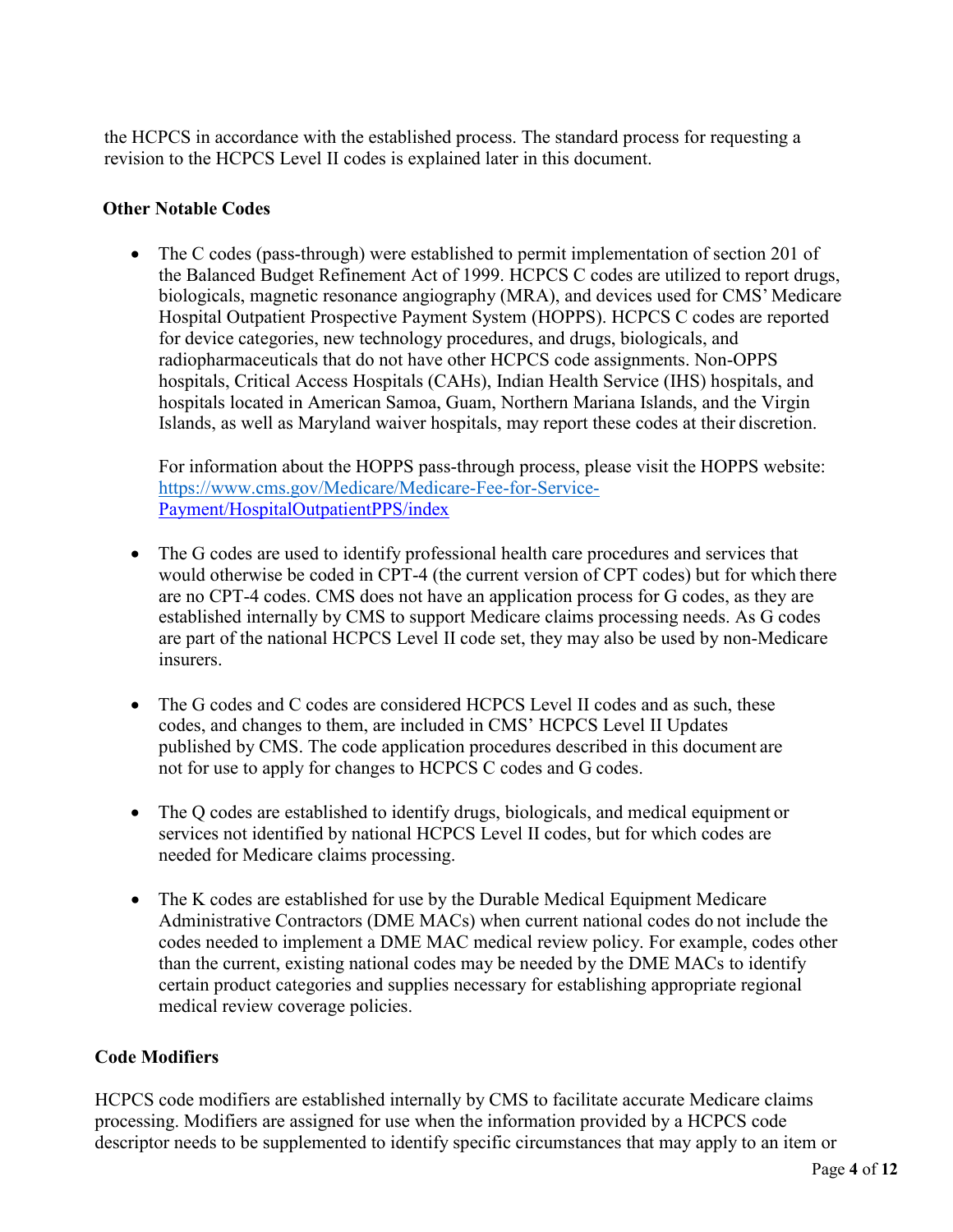the HCPCS in accordance with the established process. The standard process for requesting a revision to the HCPCS Level II codes is explained later in this document.

**Other Notable Codes**

- The C codes (pass-through) were established to permit implementation of section 201 of the Balanced Budget Refinement Act of 1999. HCPCS C codes are utilized to report drugs, biologicals, magnetic resonance angiography (MRA), and devices used for CMS' Medicare Hospital Outpatient Prospective Payment System (HOPPS). HCPCS C codes are reported for device categories, new technology procedures, and drugs, biologicals, and radiopharmaceuticals that do not have other HCPCS code assignments. Non-OPPS hospitals, Critical Access Hospitals (CAHs), Indian Health Service (IHS) hospitals, and hospitals located in American Samoa, Guam, Northern Mariana Islands, and the Virgin Islands, as well as Maryland waiver hospitals, may report these codes at their discretion.

  For information about the HOPPS pass-through process, please visit the HOPPS website: [https://www.cms.gov/Medicare/Medicare-Fee-for-Service-Payment/HospitalOutpatientPPS/index](https://www.cms.gov/Medicare/Medicare-Fee-for-Service-Payment/HospitalOutpatientPPS/index)

- The G codes are used to identify professional health care procedures and services that would otherwise be coded in CPT-4 (the current version of CPT codes) but for which there are no CPT-4 codes. CMS does not have an application process for G codes, as they are established internally by CMS to support Medicare claims processing needs. As G codes are part of the national HCPCS Level II code set, they may also be used by non-Medicare insurers.

- The G codes and C codes are considered HCPCS Level II codes and as such, these codes, and changes to them, are included in CMS' HCPCS Level II Updates published by CMS. The code application procedures described in this document are not for use to apply for changes to HCPCS C codes and G codes.

- The Q codes are established to identify drugs, biologicals, and medical equipment or services not identified by national HCPCS Level II codes, but for which codes are needed for Medicare claims processing.

- The K codes are established for use by the Durable Medical Equipment Medicare Administrative Contractors (DME MACs) when current national codes do not include the codes needed to implement a DME MAC medical review policy. For example, codes other than the current, existing national codes may be needed by the DME MACs to identify certain product categories and supplies necessary for establishing appropriate regional medical review coverage policies.

**Code Modifiers**

HCPCS code modifiers are established internally by CMS to facilitate accurate Medicare claims processing. Modifiers are assigned for use when the information provided by a HCPCS code descriptor needs to be supplemented to identify specific circumstances that may apply to an item or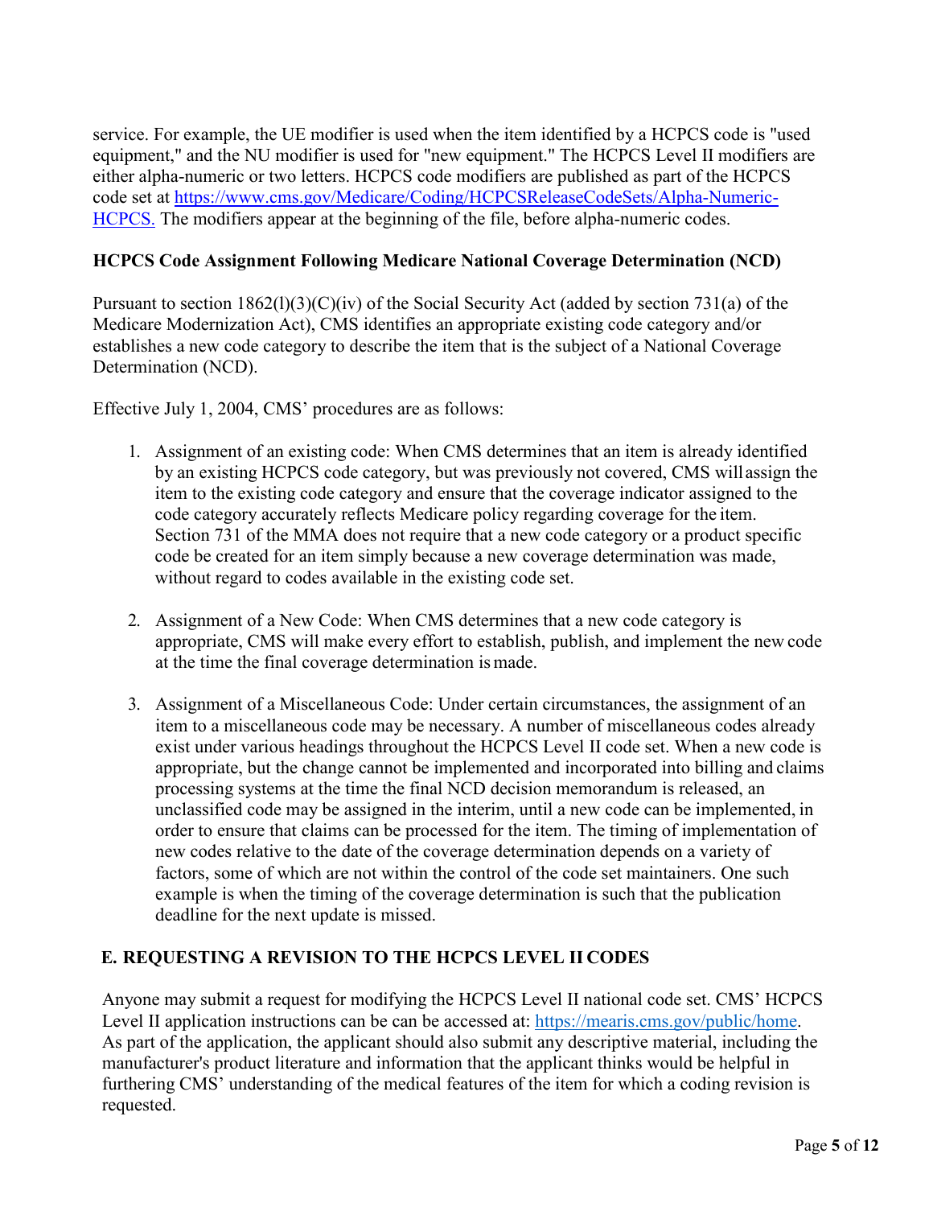service. For example, the UE modifier is used when the item identified by a HCPCS code is "used equipment," and the NU modifier is used for "new equipment." The HCPCS Level II modifiers are either alpha-numeric or two letters. HCPCS code modifiers are published as part of the HCPCS code set at [https://www.cms.gov/Medicare/Coding/HCPCSReleaseCodeSets/Alpha-Numeric-HCPCS.](https://www.cms.gov/Medicare/Coding/HCPCSReleaseCodeSets/Alpha-Numeric-HCPCS) The modifiers appear at the beginning of the file, before alpha-numeric codes.

### HCPCS Code Assignment Following Medicare National Coverage Determination (NCD)

Pursuant to section 1862(l)(3)(C)(iv) of the Social Security Act (added by section 731(a) of the Medicare Modernization Act), CMS identifies an appropriate existing code category and/or establishes a new code category to describe the item that is the subject of a National Coverage Determination (NCD).

Effective July 1, 2004, CMS' procedures are as follows:

1. Assignment of an existing code: When CMS determines that an item is already identified by an existing HCPCS code category, but was previously not covered, CMS will assign the item to the existing code category and ensure that the coverage indicator assigned to the code category accurately reflects Medicare policy regarding coverage for the item. Section 731 of the MMA does not require that a new code category or a product specific code be created for an item simply because a new coverage determination was made, without regard to codes available in the existing code set.

2. Assignment of a New Code: When CMS determines that a new code category is appropriate, CMS will make every effort to establish, publish, and implement the new code at the time the final coverage determination is made.

3. Assignment of a Miscellaneous Code: Under certain circumstances, the assignment of an item to a miscellaneous code may be necessary. A number of miscellaneous codes already exist under various headings throughout the HCPCS Level II code set. When a new code is appropriate, but the change cannot be implemented and incorporated into billing and claims processing systems at the time the final NCD decision memorandum is released, an unclassified code may be assigned in the interim, until a new code can be implemented, in order to ensure that claims can be processed for the item. The timing of implementation of new codes relative to the date of the coverage determination depends on a variety of factors, some of which are not within the control of the code set maintainers. One such example is when the timing of the coverage determination is such that the publication deadline for the next update is missed.

## E. REQUESTING A REVISION TO THE HCPCS LEVEL II CODES

Anyone may submit a request for modifying the HCPCS Level II national code set. CMS' HCPCS Level II application instructions can be can be accessed at: [https://mearis.cms.gov/public/home](https://mearis.cms.gov/public/home). As part of the application, the applicant should also submit any descriptive material, including the manufacturer's product literature and information that the applicant thinks would be helpful in furthering CMS' understanding of the medical features of the item for which a coding revision is requested.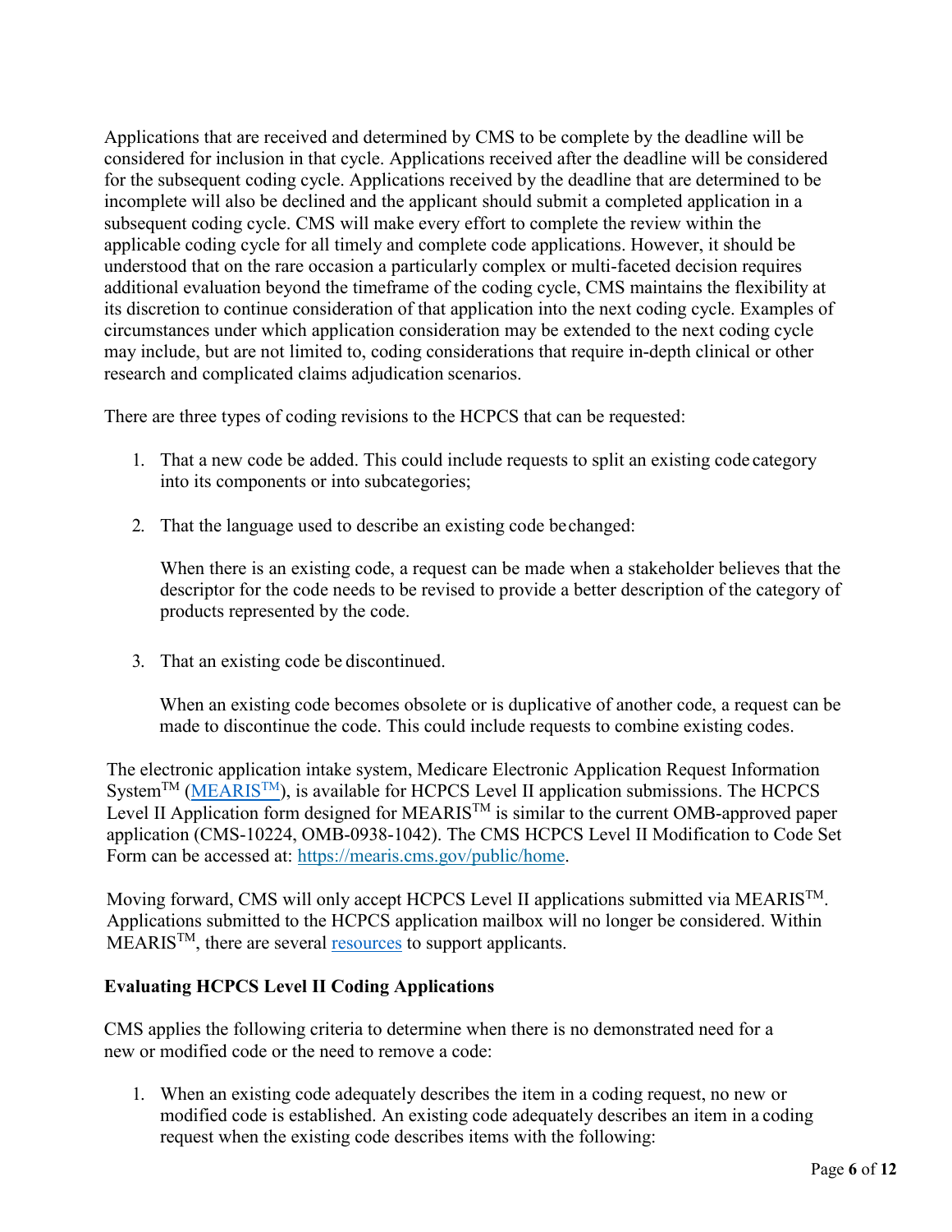Applications that are received and determined by CMS to be complete by the deadline will be considered for inclusion in that cycle. Applications received after the deadline will be considered for the subsequent coding cycle. Applications received by the deadline that are determined to be incomplete will also be declined and the applicant should submit a completed application in a subsequent coding cycle. CMS will make every effort to complete the review within the applicable coding cycle for all timely and complete code applications. However, it should be understood that on the rare occasion a particularly complex or multi-faceted decision requires additional evaluation beyond the timeframe of the coding cycle, CMS maintains the flexibility at its discretion to continue consideration of that application into the next coding cycle. Examples of circumstances under which application consideration may be extended to the next coding cycle may include, but are not limited to, coding considerations that require in-depth clinical or other research and complicated claims adjudication scenarios.

There are three types of coding revisions to the HCPCS that can be requested:

1. That a new code be added. This could include requests to split an existing code category into its components or into subcategories;

2. That the language used to describe an existing code be changed:

   When there is an existing code, a request can be made when a stakeholder believes that the descriptor for the code needs to be revised to provide a better description of the category of products represented by the code.

3. That an existing code be discontinued.

   When an existing code becomes obsolete or is duplicative of another code, a request can be made to discontinue the code. This could include requests to combine existing codes.

The electronic application intake system, Medicare Electronic Application Request Information System™ ([MEARIS™](https://mearis.cms.gov/public/home)), is available for HCPCS Level II application submissions. The HCPCS Level II Application form designed for MEARIS™ is similar to the current OMB-approved paper application (CMS-10224, OMB-0938-1042). The CMS HCPCS Level II Modification to Code Set Form can be accessed at: https://mearis.cms.gov/public/home.

Moving forward, CMS will only accept HCPCS Level II applications submitted via MEARIS™. Applications submitted to the HCPCS application mailbox will no longer be considered. Within MEARIS™, there are several resources to support applicants.

**Evaluating HCPCS Level II Coding Applications**

CMS applies the following criteria to determine when there is no demonstrated need for a new or modified code or the need to remove a code:

1. When an existing code adequately describes the item in a coding request, no new or modified code is established. An existing code adequately describes an item in a coding request when the existing code describes items with the following: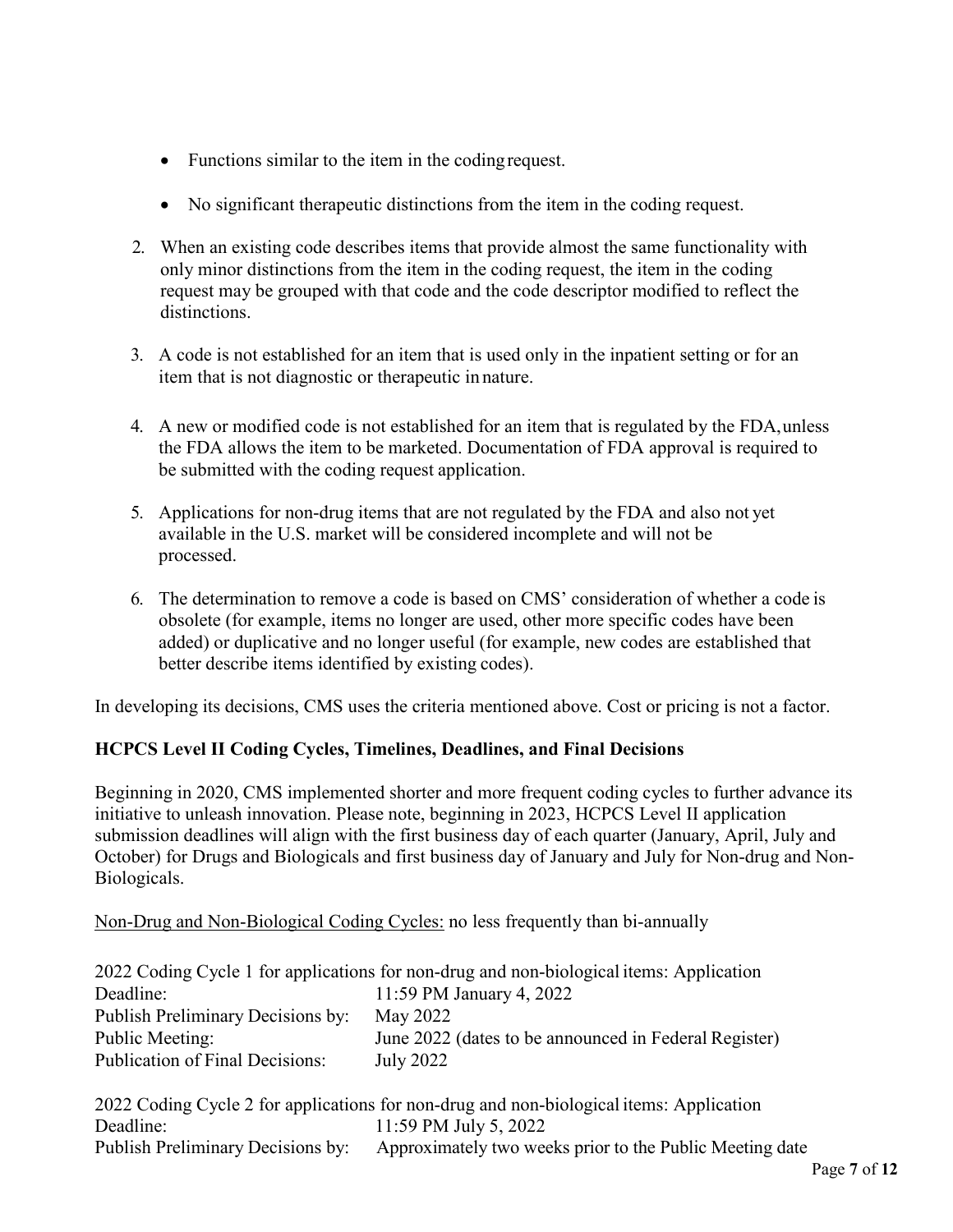- Functions similar to the item in the coding request.
- No significant therapeutic distinctions from the item in the coding request.

2. When an existing code describes items that provide almost the same functionality with only minor distinctions from the item in the coding request, the item in the coding request may be grouped with that code and the code descriptor modified to reflect the distinctions.

3. A code is not established for an item that is used only in the inpatient setting or for an item that is not diagnostic or therapeutic in nature.

4. A new or modified code is not established for an item that is regulated by the FDA, unless the FDA allows the item to be marketed. Documentation of FDA approval is required to be submitted with the coding request application.

5. Applications for non-drug items that are not regulated by the FDA and also not yet available in the U.S. market will be considered incomplete and will not be processed.

6. The determination to remove a code is based on CMS' consideration of whether a code is obsolete (for example, items no longer are used, other more specific codes have been added) or duplicative and no longer useful (for example, new codes are established that better describe items identified by existing codes).

In developing its decisions, CMS uses the criteria mentioned above. Cost or pricing is not a factor.

**HCPCS Level II Coding Cycles, Timelines, Deadlines, and Final Decisions**

Beginning in 2020, CMS implemented shorter and more frequent coding cycles to further advance its initiative to unleash innovation. Please note, beginning in 2023, HCPCS Level II application submission deadlines will align with the first business day of each quarter (January, April, July and October) for Drugs and Biologicals and first business day of January and July for Non-drug and Non-Biologicals.

<u>Non-Drug and Non-Biological Coding Cycles:</u> no less frequently than bi-annually

2022 Coding Cycle 1 for applications for non-drug and non-biological items: Application Deadline: 11:59 PM January 4, 2022
Publish Preliminary Decisions by: May 2022
Public Meeting: June 2022 (dates to be announced in Federal Register)
Publication of Final Decisions: July 2022

2022 Coding Cycle 2 for applications for non-drug and non-biological items: Application Deadline: 11:59 PM July 5, 2022
Publish Preliminary Decisions by: Approximately two weeks prior to the Public Meeting date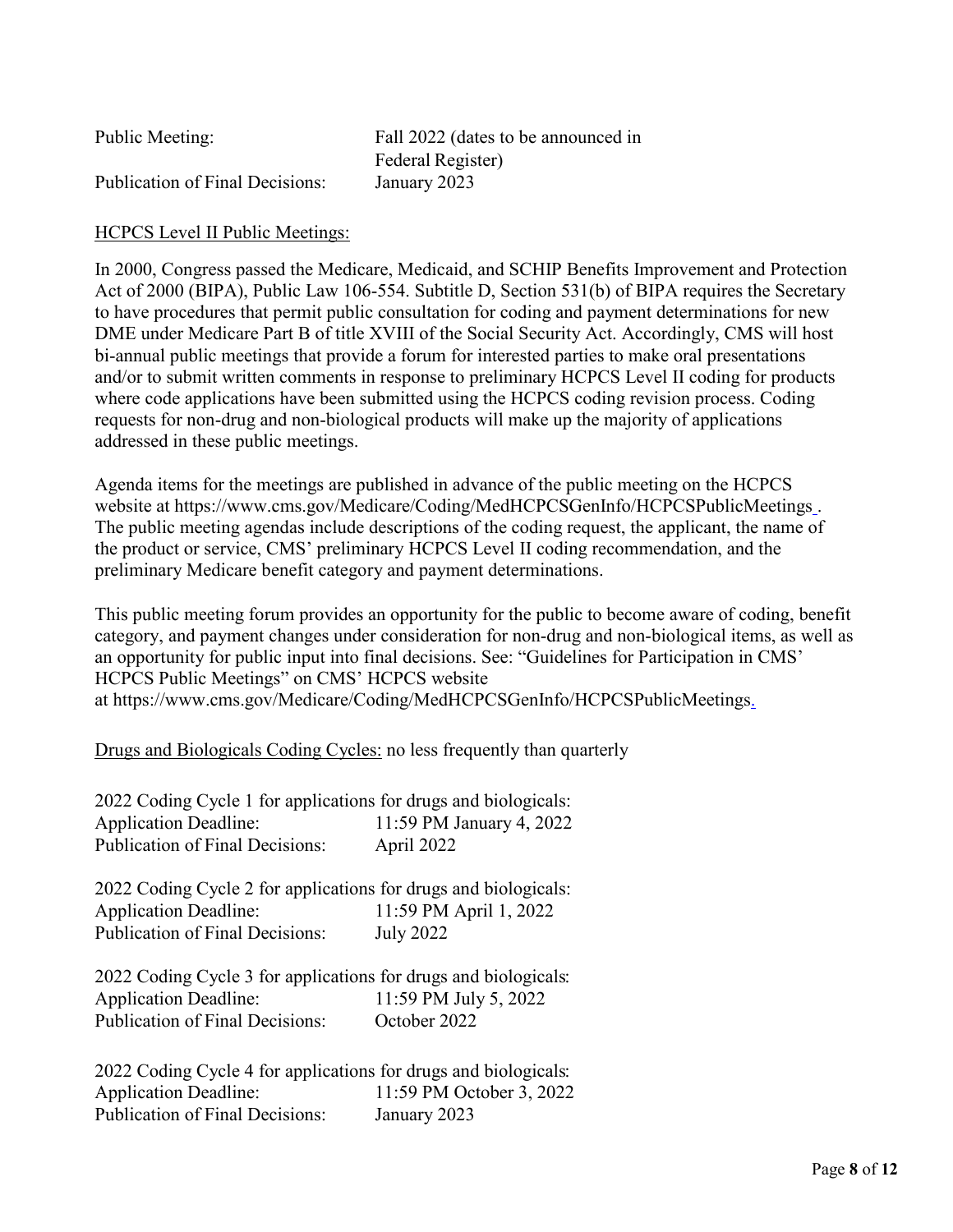Public Meeting: Fall 2022 (dates to be announced in Federal Register)
Publication of Final Decisions: January 2023

<u>HCPCS Level II Public Meetings:</u>

In 2000, Congress passed the Medicare, Medicaid, and SCHIP Benefits Improvement and Protection Act of 2000 (BIPA), Public Law 106-554. Subtitle D, Section 531(b) of BIPA requires the Secretary to have procedures that permit public consultation for coding and payment determinations for new DME under Medicare Part B of title XVIII of the Social Security Act. Accordingly, CMS will host bi-annual public meetings that provide a forum for interested parties to make oral presentations and/or to submit written comments in response to preliminary HCPCS Level II coding for products where code applications have been submitted using the HCPCS coding revision process. Coding requests for non-drug and non-biological products will make up the majority of applications addressed in these public meetings.

Agenda items for the meetings are published in advance of the public meeting on the HCPCS website at https://www.cms.gov/Medicare/Coding/MedHCPCSGenInfo/HCPCSPublicMeetings . The public meeting agendas include descriptions of the coding request, the applicant, the name of the product or service, CMS' preliminary HCPCS Level II coding recommendation, and the preliminary Medicare benefit category and payment determinations.

This public meeting forum provides an opportunity for the public to become aware of coding, benefit category, and payment changes under consideration for non-drug and non-biological items, as well as an opportunity for public input into final decisions. See: "Guidelines for Participation in CMS' HCPCS Public Meetings" on CMS' HCPCS website at https://www.cms.gov/Medicare/Coding/MedHCPCSGenInfo/HCPCSPublicMeetings.

<u>Drugs and Biologicals Coding Cycles:</u> no less frequently than quarterly

2022 Coding Cycle 1 for applications for drugs and biologicals:
Application Deadline: 11:59 PM January 4, 2022
Publication of Final Decisions: April 2022

2022 Coding Cycle 2 for applications for drugs and biologicals:
Application Deadline: 11:59 PM April 1, 2022
Publication of Final Decisions: July 2022

2022 Coding Cycle 3 for applications for drugs and biologicals:
Application Deadline: 11:59 PM July 5, 2022
Publication of Final Decisions: October 2022

2022 Coding Cycle 4 for applications for drugs and biologicals:
Application Deadline: 11:59 PM October 3, 2022
Publication of Final Decisions: January 2023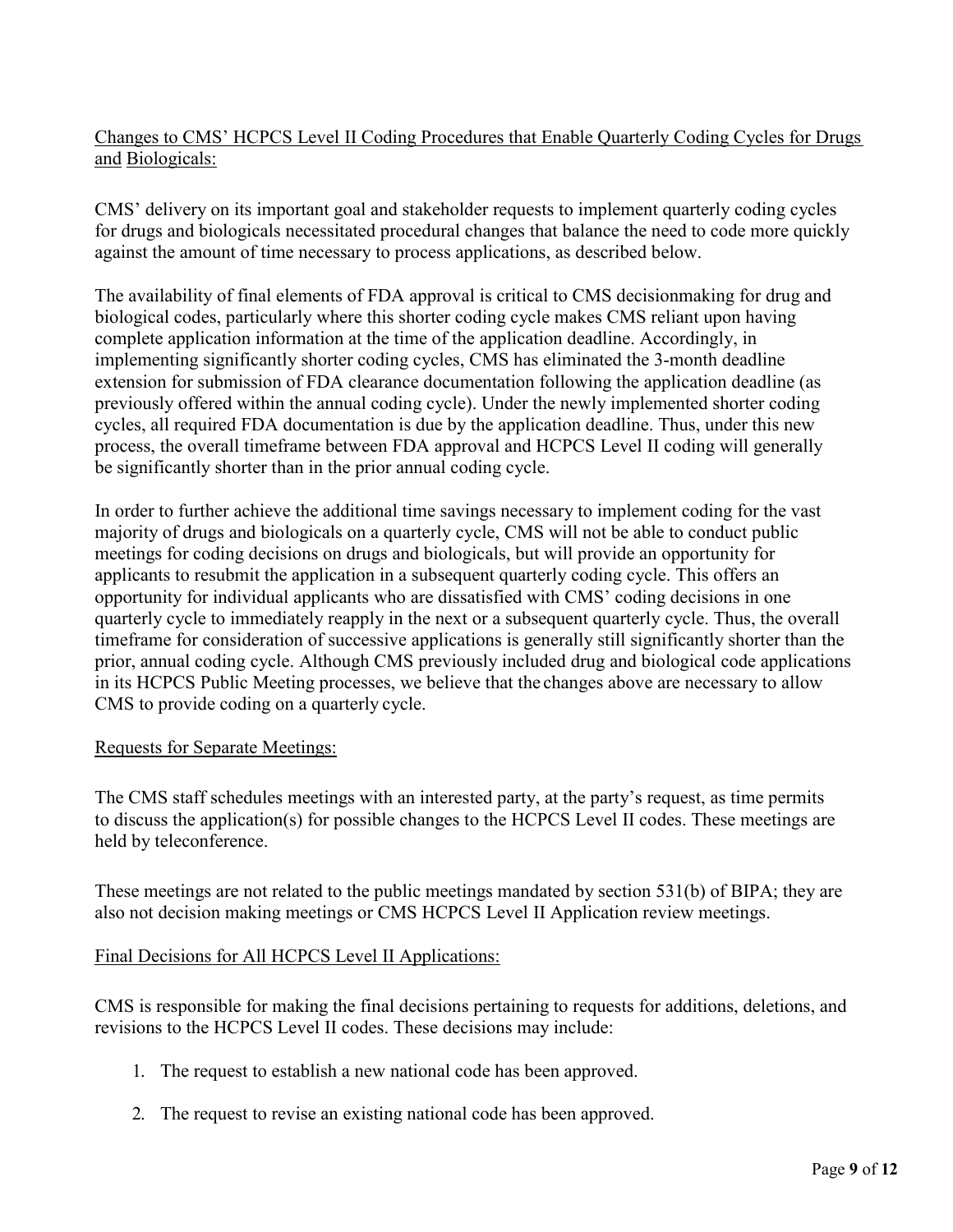<u>Changes to CMS' HCPCS Level II Coding Procedures that Enable Quarterly Coding Cycles for Drugs and Biologicals:</u>

CMS' delivery on its important goal and stakeholder requests to implement quarterly coding cycles for drugs and biologicals necessitated procedural changes that balance the need to code more quickly against the amount of time necessary to process applications, as described below.

The availability of final elements of FDA approval is critical to CMS decisionmaking for drug and biological codes, particularly where this shorter coding cycle makes CMS reliant upon having complete application information at the time of the application deadline. Accordingly, in implementing significantly shorter coding cycles, CMS has eliminated the 3-month deadline extension for submission of FDA clearance documentation following the application deadline (as previously offered within the annual coding cycle). Under the newly implemented shorter coding cycles, all required FDA documentation is due by the application deadline. Thus, under this new process, the overall timeframe between FDA approval and HCPCS Level II coding will generally be significantly shorter than in the prior annual coding cycle.

In order to further achieve the additional time savings necessary to implement coding for the vast majority of drugs and biologicals on a quarterly cycle, CMS will not be able to conduct public meetings for coding decisions on drugs and biologicals, but will provide an opportunity for applicants to resubmit the application in a subsequent quarterly coding cycle. This offers an opportunity for individual applicants who are dissatisfied with CMS' coding decisions in one quarterly cycle to immediately reapply in the next or a subsequent quarterly cycle. Thus, the overall timeframe for consideration of successive applications is generally still significantly shorter than the prior, annual coding cycle. Although CMS previously included drug and biological code applications in its HCPCS Public Meeting processes, we believe that the changes above are necessary to allow CMS to provide coding on a quarterly cycle.

<u>Requests for Separate Meetings:</u>

The CMS staff schedules meetings with an interested party, at the party's request, as time permits to discuss the application(s) for possible changes to the HCPCS Level II codes. These meetings are held by teleconference.

These meetings are not related to the public meetings mandated by section 531(b) of BIPA; they are also not decision making meetings or CMS HCPCS Level II Application review meetings.

<u>Final Decisions for All HCPCS Level II Applications:</u>

CMS is responsible for making the final decisions pertaining to requests for additions, deletions, and revisions to the HCPCS Level II codes. These decisions may include:

1. The request to establish a new national code has been approved.
2. The request to revise an existing national code has been approved.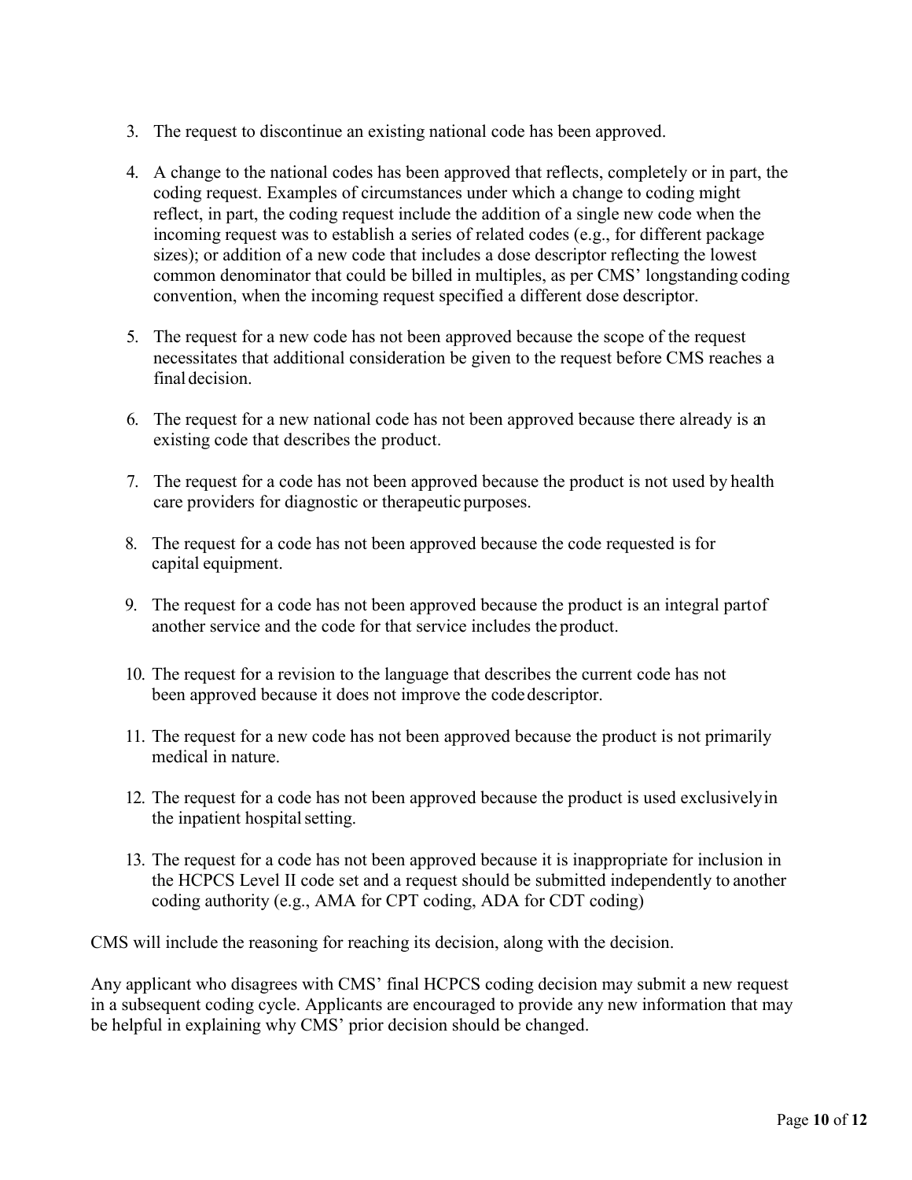3. The request to discontinue an existing national code has been approved.

4. A change to the national codes has been approved that reflects, completely or in part, the coding request. Examples of circumstances under which a change to coding might reflect, in part, the coding request include the addition of a single new code when the incoming request was to establish a series of related codes (e.g., for different package sizes); or addition of a new code that includes a dose descriptor reflecting the lowest common denominator that could be billed in multiples, as per CMS' longstanding coding convention, when the incoming request specified a different dose descriptor.

5. The request for a new code has not been approved because the scope of the request necessitates that additional consideration be given to the request before CMS reaches a final decision.

6. The request for a new national code has not been approved because there already is an existing code that describes the product.

7. The request for a code has not been approved because the product is not used by health care providers for diagnostic or therapeutic purposes.

8. The request for a code has not been approved because the code requested is for capital equipment.

9. The request for a code has not been approved because the product is an integral part of another service and the code for that service includes the product.

10. The request for a revision to the language that describes the current code has not been approved because it does not improve the code descriptor.

11. The request for a new code has not been approved because the product is not primarily medical in nature.

12. The request for a code has not been approved because the product is used exclusively in the inpatient hospital setting.

13. The request for a code has not been approved because it is inappropriate for inclusion in the HCPCS Level II code set and a request should be submitted independently to another coding authority (e.g., AMA for CPT coding, ADA for CDT coding)

CMS will include the reasoning for reaching its decision, along with the decision.

Any applicant who disagrees with CMS' final HCPCS coding decision may submit a new request in a subsequent coding cycle. Applicants are encouraged to provide any new information that may be helpful in explaining why CMS' prior decision should be changed.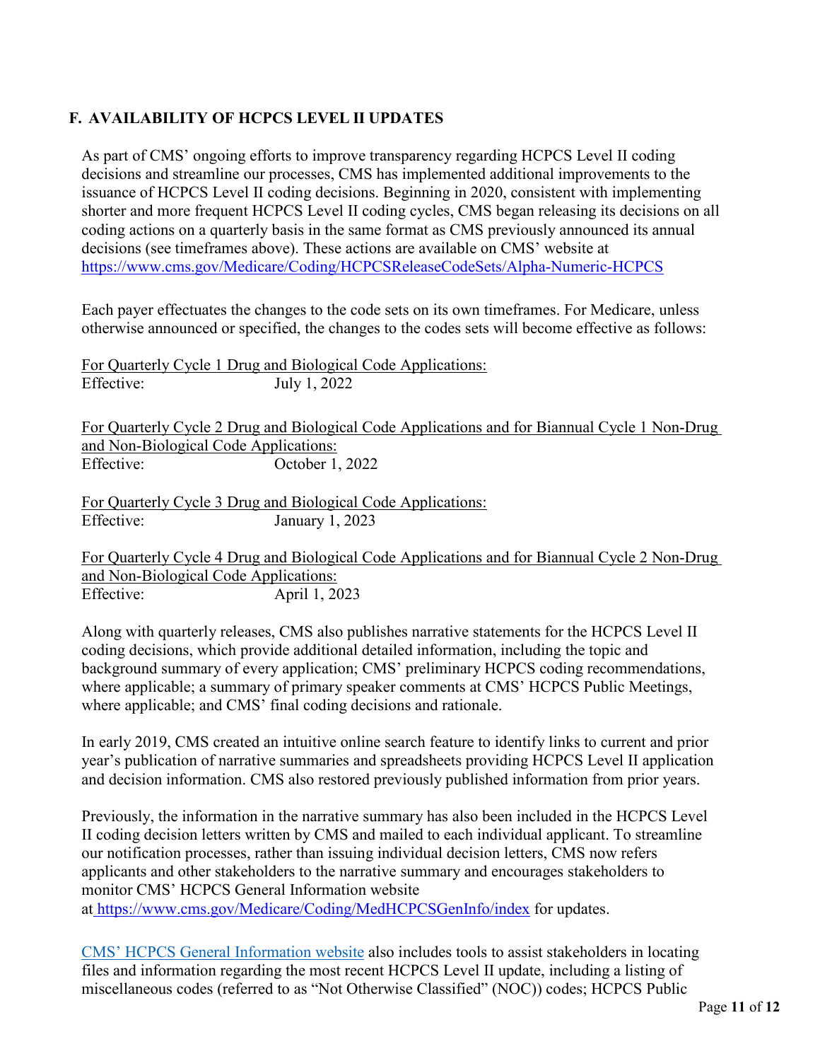## F. AVAILABILITY OF HCPCS LEVEL II UPDATES

As part of CMS' ongoing efforts to improve transparency regarding HCPCS Level II coding decisions and streamline our processes, CMS has implemented additional improvements to the issuance of HCPCS Level II coding decisions. Beginning in 2020, consistent with implementing shorter and more frequent HCPCS Level II coding cycles, CMS began releasing its decisions on all coding actions on a quarterly basis in the same format as CMS previously announced its annual decisions (see timeframes above). These actions are available on CMS' website at [https://www.cms.gov/Medicare/Coding/HCPCSReleaseCodeSets/Alpha-Numeric-HCPCS](https://www.cms.gov/Medicare/Coding/HCPCSReleaseCodeSets/Alpha-Numeric-HCPCS)

Each payer effectuates the changes to the code sets on its own timeframes. For Medicare, unless otherwise announced or specified, the changes to the codes sets will become effective as follows:

<u>For Quarterly Cycle 1 Drug and Biological Code Applications:</u>
Effective: July 1, 2022

<u>For Quarterly Cycle 2 Drug and Biological Code Applications and for Biannual Cycle 1 Non-Drug and Non-Biological Code Applications:</u>
Effective: October 1, 2022

<u>For Quarterly Cycle 3 Drug and Biological Code Applications:</u>
Effective: January 1, 2023

<u>For Quarterly Cycle 4 Drug and Biological Code Applications and for Biannual Cycle 2 Non-Drug and Non-Biological Code Applications:</u>
Effective: April 1, 2023

Along with quarterly releases, CMS also publishes narrative statements for the HCPCS Level II coding decisions, which provide additional detailed information, including the topic and background summary of every application; CMS' preliminary HCPCS coding recommendations, where applicable; a summary of primary speaker comments at CMS' HCPCS Public Meetings, where applicable; and CMS' final coding decisions and rationale.

In early 2019, CMS created an intuitive online search feature to identify links to current and prior year's publication of narrative summaries and spreadsheets providing HCPCS Level II application and decision information. CMS also restored previously published information from prior years.

Previously, the information in the narrative summary has also been included in the HCPCS Level II coding decision letters written by CMS and mailed to each individual applicant. To streamline our notification processes, rather than issuing individual decision letters, CMS now refers applicants and other stakeholders to the narrative summary and encourages stakeholders to monitor CMS' HCPCS General Information website at [https://www.cms.gov/Medicare/Coding/MedHCPCSGenInfo/index](https://www.cms.gov/Medicare/Coding/MedHCPCSGenInfo/index) for updates.

[CMS' HCPCS General Information website](https://www.cms.gov/Medicare/Coding/MedHCPCSGenInfo/index) also includes tools to assist stakeholders in locating files and information regarding the most recent HCPCS Level II update, including a listing of miscellaneous codes (referred to as "Not Otherwise Classified" (NOC)) codes; HCPCS Public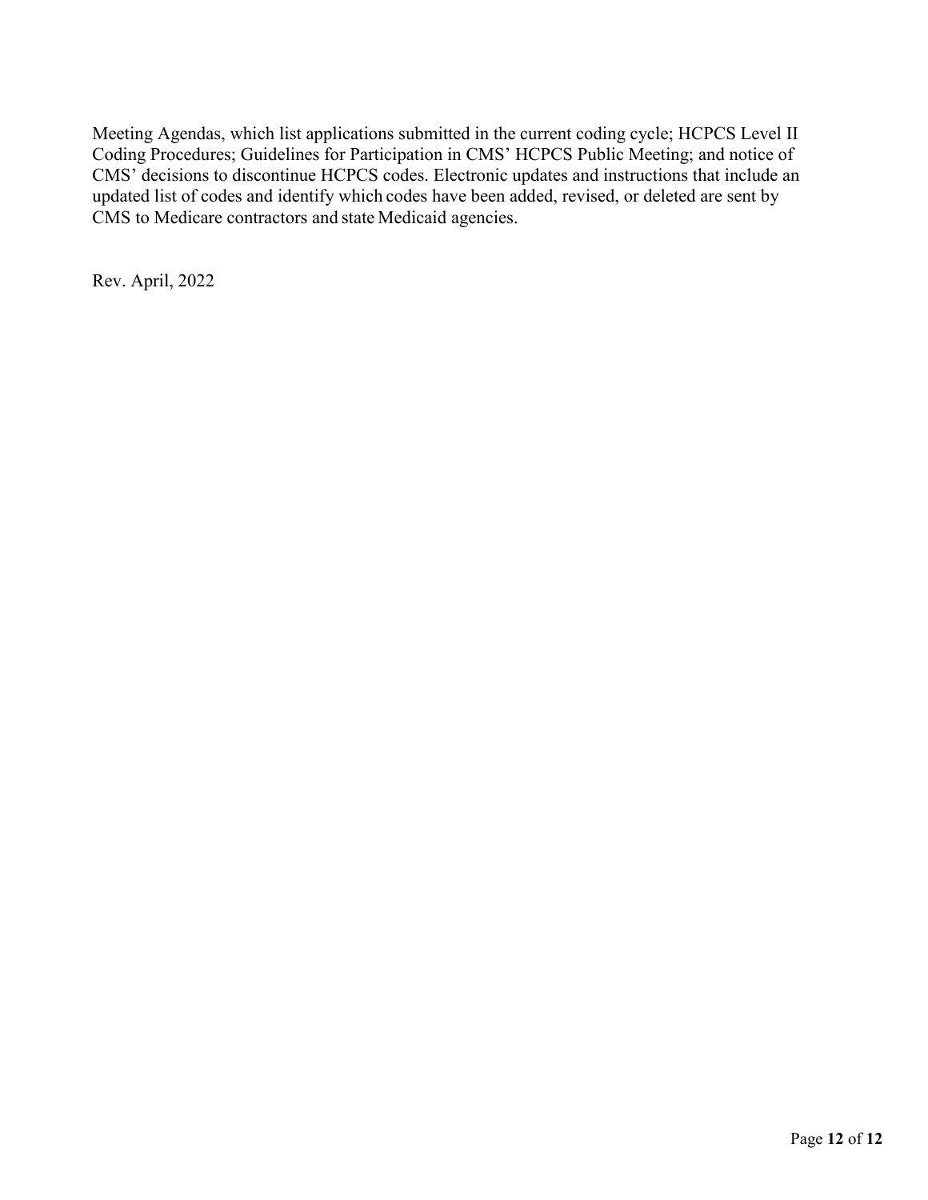Meeting Agendas, which list applications submitted in the current coding cycle; HCPCS Level II Coding Procedures; Guidelines for Participation in CMS' HCPCS Public Meeting; and notice of CMS' decisions to discontinue HCPCS codes. Electronic updates and instructions that include an updated list of codes and identify which codes have been added, revised, or deleted are sent by CMS to Medicare contractors and state Medicaid agencies.

Rev. April, 2022